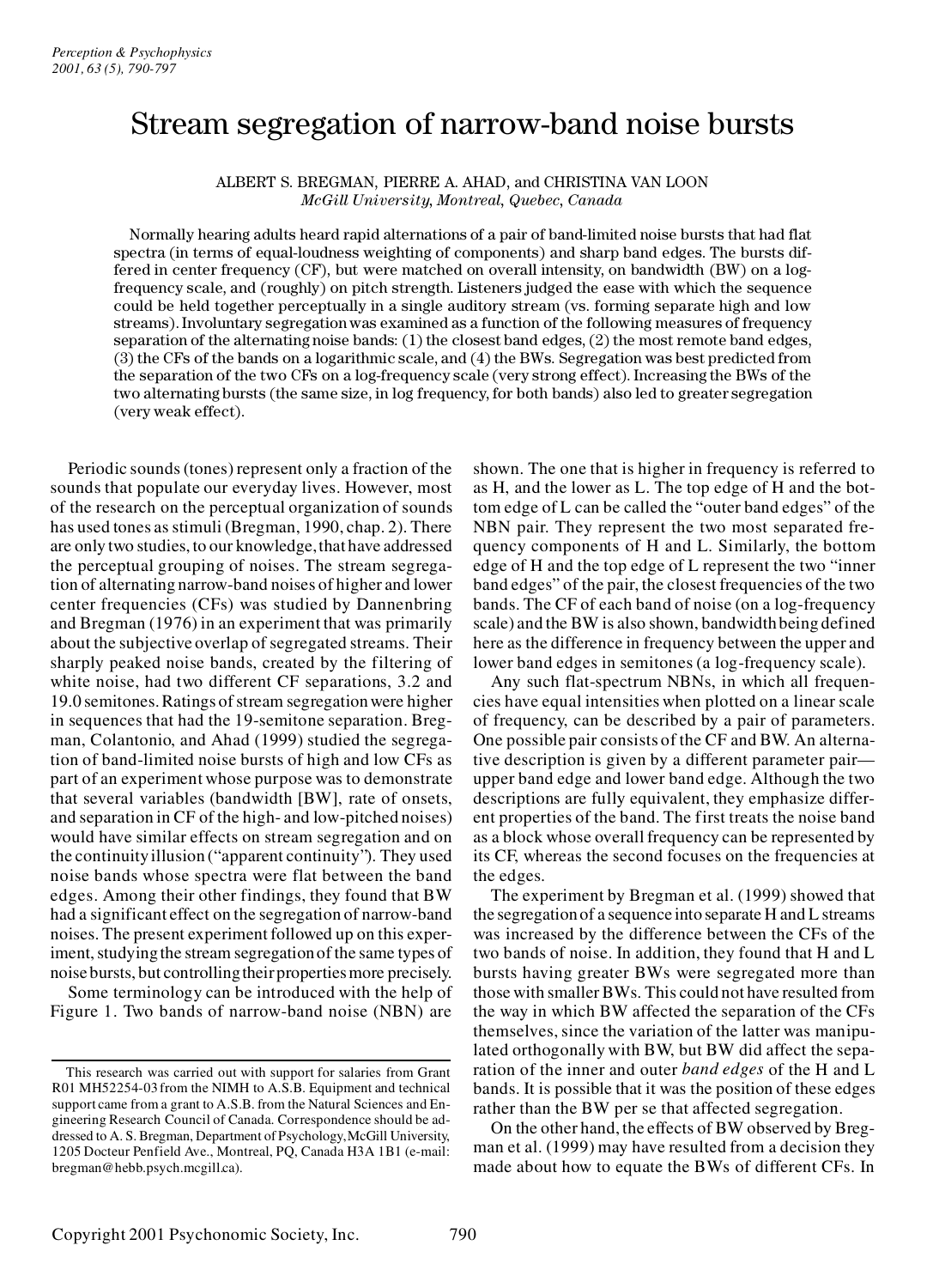# Stream segregation of narrow-band noise bursts

ALBERT S. BREGMAN, PIERRE A. AHAD, and CHRISTINA VAN LOON
*McGill University, Montreal, Quebec, Canada*

Normally hearing adults heard rapid alternations of a pair of band-limited noise bursts that had flat spectra (in terms of equal-loudness weighting of components) and sharp band edges. The bursts differed in center frequency (CF), but were matched on overall intensity, on bandwidth (BW) on a log-frequency scale, and (roughly) on pitch strength. Listeners judged the ease with which the sequence could be held together perceptually in a single auditory stream (vs. forming separate high and low streams). Involuntary segregation was examined as a function of the following measures of frequency separation of the alternating noise bands: (1) the closest band edges, (2) the most remote band edges, (3) the CFs of the bands on a logarithmic scale, and (4) the BWs. Segregation was best predicted from the separation of the two CFs on a log-frequency scale (very strong effect). Increasing the BWs of the two alternating bursts (the same size, in log frequency, for both bands) also led to greater segregation (very weak effect).

Periodic sounds (tones) represent only a fraction of the sounds that populate our everyday lives. However, most of the research on the perceptual organization of sounds has used tones as stimuli (Bregman, 1990, chap. 2). There are only two studies, to our knowledge, that have addressed the perceptual grouping of noises. The stream segregation of alternating narrow-band noises of higher and lower center frequencies (CFs) was studied by Dannenbring and Bregman (1976) in an experiment that was primarily about the subjective overlap of segregated streams. Their sharply peaked noise bands, created by the filtering of white noise, had two different CF separations, 3.2 and 19.0 semitones. Ratings of stream segregation were higher in sequences that had the 19-semitone separation. Bregman, Colantonio, and Ahad (1999) studied the segregation of band-limited noise bursts of high and low CFs as part of an experiment whose purpose was to demonstrate that several variables (bandwidth [BW], rate of onsets, and separation in CF of the high- and low-pitched noises) would have similar effects on stream segregation and on the continuity illusion ("apparent continuity"). They used noise bands whose spectra were flat between the band edges. Among their other findings, they found that BW had a significant effect on the segregation of narrow-band noises. The present experiment followed up on this experiment, studying the stream segregation of the same types of noise bursts, but controlling their properties more precisely.

Some terminology can be introduced with the help of Figure 1. Two bands of narrow-band noise (NBN) are shown. The one that is higher in frequency is referred to as H, and the lower as L. The top edge of H and the bottom edge of L can be called the "outer band edges" of the NBN pair. They represent the two most separated frequency components of H and L. Similarly, the bottom edge of H and the top edge of L represent the two "inner band edges" of the pair, the closest frequencies of the two bands. The CF of each band of noise (on a log-frequency scale) and the BW is also shown, bandwidth being defined here as the difference in frequency between the upper and lower band edges in semitones (a log-frequency scale).

Any such flat-spectrum NBNs, in which all frequencies have equal intensities when plotted on a linear scale of frequency, can be described by a pair of parameters. One possible pair consists of the CF and BW. An alternative description is given by a different parameter pair—upper band edge and lower band edge. Although the two descriptions are fully equivalent, they emphasize different properties of the band. The first treats the noise band as a block whose overall frequency can be represented by its CF, whereas the second focuses on the frequencies at the edges.

The experiment by Bregman et al. (1999) showed that the segregation of a sequence into separate H and L streams was increased by the difference between the CFs of the two bands of noise. In addition, they found that H and L bursts having greater BWs were segregated more than those with smaller BWs. This could not have resulted from the way in which BW affected the separation of the CFs themselves, since the variation of the latter was manipulated orthogonally with BW, but BW did affect the separation of the inner and outer *band edges* of the H and L bands. It is possible that it was the position of these edges rather than the BW per se that affected segregation.

On the other hand, the effects of BW observed by Bregman et al. (1999) may have resulted from a decision they made about how to equate the BWs of different CFs. In

This research was carried out with support for salaries from Grant R01 MH52254-03 from the NIMH to A.S.B. Equipment and technical support came from a grant to A.S.B. from the Natural Sciences and Engineering Research Council of Canada. Correspondence should be addressed to A. S. Bregman, Department of Psychology, McGill University, 1205 Docteur Penfield Ave., Montreal, PQ, Canada H3A 1B1 (e-mail: bregman@hebb.psych.mcgill.ca).

Copyright 2001 Psychonomic Society, Inc.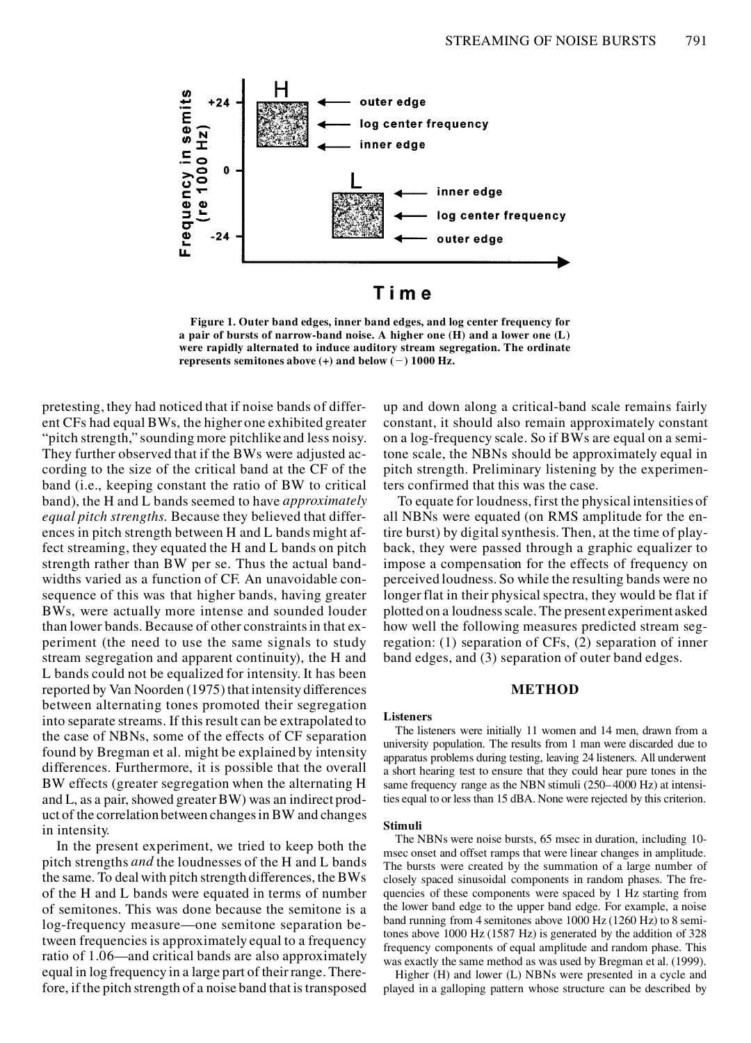Frequency in semits (re 1000 Hz)

+24

0

-24

H

L

outer edge

log center frequency

inner edge

inner edge

log center frequency

outer edge

Time

**Figure 1. Outer band edges, inner band edges, and log center frequency for a pair of bursts of narrow-band noise. A higher one (H) and a lower one (L) were rapidly alternated to induce auditory stream segregation. The ordinate represents semitones above (+) and below (−) 1000 Hz.**

pretesting, they had noticed that if noise bands of different CFs had equal BWs, the higher one exhibited greater "pitch strength," sounding more pitchlike and less noisy. They further observed that if the BWs were adjusted according to the size of the critical band at the CF of the band (i.e., keeping constant the ratio of BW to critical band), the H and L bands seemed to have *approximately equal pitch strengths.* Because they believed that differences in pitch strength between H and L bands might affect streaming, they equated the H and L bands on pitch strength rather than BW per se. Thus the actual bandwidths varied as a function of CF. An unavoidable consequence of this was that higher bands, having greater BWs, were actually more intense and sounded louder than lower bands. Because of other constraints in that experiment (the need to use the same signals to study stream segregation and apparent continuity), the H and L bands could not be equalized for intensity. It has been reported by Van Noorden (1975) that intensity differences between alternating tones promoted their segregation into separate streams. If this result can be extrapolated to the case of NBNs, some of the effects of CF separation found by Bregman et al. might be explained by intensity differences. Furthermore, it is possible that the overall BW effects (greater segregation when the alternating H and L, as a pair, showed greater BW) was an indirect product of the correlation between changes in BW and changes in intensity.

In the present experiment, we tried to keep both the pitch strengths *and* the loudnesses of the H and L bands the same. To deal with pitch strength differences, the BWs of the H and L bands were equated in terms of number of semitones. This was done because the semitone is a log-frequency measure—one semitone separation between frequencies is approximately equal to a frequency ratio of 1.06—and critical bands are also approximately equal in log frequency in a large part of their range. Therefore, if the pitch strength of a noise band that is transposed up and down along a critical-band scale remains fairly constant, it should also remain approximately constant on a log-frequency scale. So if BWs are equal on a semitone scale, the NBNs should be approximately equal in pitch strength. Preliminary listening by the experimenters confirmed that this was the case.

To equate for loudness, first the physical intensities of all NBNs were equated (on RMS amplitude for the entire burst) by digital synthesis. Then, at the time of playback, they were passed through a graphic equalizer to impose a compensation for the effects of frequency on perceived loudness. So while the resulting bands were no longer flat in their physical spectra, they would be flat if plotted on a loudness scale. The present experiment asked how well the following measures predicted stream segregation: (1) separation of CFs, (2) separation of inner band edges, and (3) separation of outer band edges.

## METHOD

### Listeners

The listeners were initially 11 women and 14 men, drawn from a university population. The results from 1 man were discarded due to apparatus problems during testing, leaving 24 listeners. All underwent a short hearing test to ensure that they could hear pure tones in the same frequency range as the NBN stimuli (250–4000 Hz) at intensities equal to or less than 15 dBA. None were rejected by this criterion.

### Stimuli

The NBNs were noise bursts, 65 msec in duration, including 10-msec onset and offset ramps that were linear changes in amplitude. The bursts were created by the summation of a large number of closely spaced sinusoidal components in random phases. The frequencies of these components were spaced by 1 Hz starting from the lower band edge to the upper band edge. For example, a noise band running from 4 semitones above 1000 Hz (1260 Hz) to 8 semitones above 1000 Hz (1587 Hz) is generated by the addition of 328 frequency components of equal amplitude and random phase. This was exactly the same method as was used by Bregman et al. (1999).

Higher (H) and lower (L) NBNs were presented in a cycle and played in a galloping pattern whose structure can be described by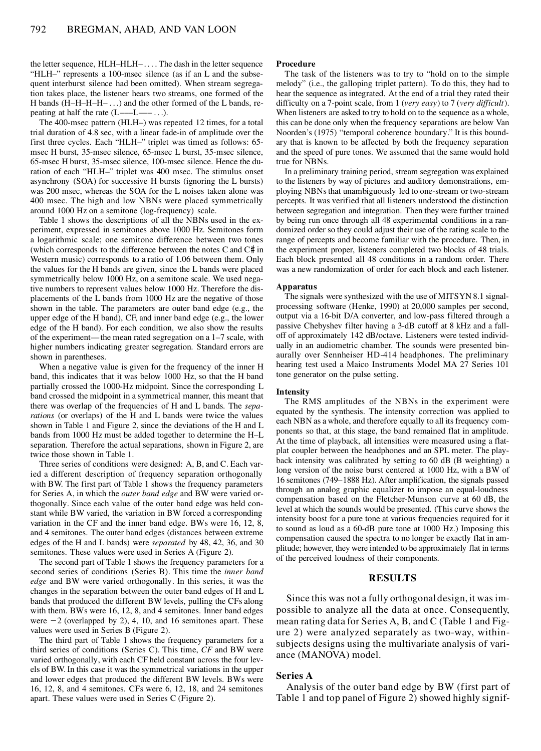the letter sequence, HLH–HLH– . . . . The dash in the letter sequence "HLH–" represents a 100-msec silence (as if an L and the subsequent interburst silence had been omitted). When stream segregation takes place, the listener hears two streams, one formed of the H bands (H–H–H–H– . . .) and the other formed of the L bands, repeating at half the rate (L—–L—– . . .).

The 400-msec pattern (HLH–) was repeated 12 times, for a total trial duration of 4.8 sec, with a linear fade-in of amplitude over the first three cycles. Each "HLH–" triplet was timed as follows: 65-msec H burst, 35-msec silence, 65-msec L burst, 35-msec silence, 65-msec H burst, 35-msec silence, 100-msec silence. Hence the duration of each "HLH–" triplet was 400 msec. The stimulus onset asynchrony (SOA) for successive H bursts (ignoring the L bursts) was 200 msec, whereas the SOA for the L noises taken alone was 400 msec. The high and low NBNs were placed symmetrically around 1000 Hz on a semitone (log-frequency) scale.

Table 1 shows the descriptions of all the NBNs used in the experiment, expressed in semitones above 1000 Hz. Semitones form a logarithmic scale; one semitone difference between two tones (which corresponds to the difference between the notes C and C♯ in Western music) corresponds to a ratio of 1.06 between them. Only the values for the H bands are given, since the L bands were placed symmetrically below 1000 Hz, on a semitone scale. We used negative numbers to represent values below 1000 Hz. Therefore the displacements of the L bands from 1000 Hz are the negative of those shown in the table. The parameters are outer band edge (e.g., the upper edge of the H band), CF, and inner band edge (e.g., the lower edge of the H band). For each condition, we also show the results of the experiment—the mean rated segregation on a 1–7 scale, with higher numbers indicating greater segregation. Standard errors are shown in parentheses.

When a negative value is given for the frequency of the inner H band, this indicates that it was below 1000 Hz, so that the H band partially crossed the 1000-Hz midpoint. Since the corresponding L band crossed the midpoint in a symmetrical manner, this meant that there was overlap of the frequencies of H and L bands. The *separations* (or overlaps) of the H and L bands were twice the values shown in Table 1 and Figure 2, since the deviations of the H and L bands from 1000 Hz must be added together to determine the H–L separation. Therefore the actual separations, shown in Figure 2, are twice those shown in Table 1.

Three series of conditions were designed: A, B, and C. Each varied a different description of frequency separation orthogonally with BW. The first part of Table 1 shows the frequency parameters for Series A, in which the *outer band edge* and BW were varied orthogonally. Since each value of the outer band edge was held constant while BW varied, the variation in BW forced a corresponding variation in the CF and the inner band edge. BWs were 16, 12, 8, and 4 semitones. The outer band edges (distances between extreme edges of the H and L bands) were *separated* by 48, 42, 36, and 30 semitones. These values were used in Series A (Figure 2).

The second part of Table 1 shows the frequency parameters for a second series of conditions (Series B). This time the *inner band edge* and BW were varied orthogonally. In this series, it was the changes in the separation between the outer band edges of H and L bands that produced the different BW levels, pulling the CFs along with them. BWs were 16, 12, 8, and 4 semitones. Inner band edges were −2 (overlapped by 2), 4, 10, and 16 semitones apart. These values were used in Series B (Figure 2).

The third part of Table 1 shows the frequency parameters for a third series of conditions (Series C). This time, *CF* and BW were varied orthogonally, with each CF held constant across the four levels of BW. In this case it was the symmetrical variations in the upper and lower edges that produced the different BW levels. BWs were 16, 12, 8, and 4 semitones. CFs were 6, 12, 18, and 24 semitones apart. These values were used in Series C (Figure 2).

**Procedure**

The task of the listeners was to try to "hold on to the simple melody" (i.e., the galloping triplet pattern). To do this, they had to hear the sequence as integrated. At the end of a trial they rated their difficulty on a 7-point scale, from 1 (*very easy*) to 7 (*very difficult*). When listeners are asked to try to hold on to the sequence as a whole, this can be done only when the frequency separations are below Van Noorden's (1975) "temporal coherence boundary." It is this boundary that is known to be affected by both the frequency separation and the speed of pure tones. We assumed that the same would hold true for NBNs.

In a preliminary training period, stream segregation was explained to the listeners by way of pictures and auditory demonstrations, employing NBNs that unambiguously led to one-stream or two-stream percepts. It was verified that all listeners understood the distinction between segregation and integration. Then they were further trained by being run once through all 48 experimental conditions in a randomized order so they could adjust their use of the rating scale to the range of percepts and become familiar with the procedure. Then, in the experiment proper, listeners completed two blocks of 48 trials. Each block presented all 48 conditions in a random order. There was a new randomization of order for each block and each listener.

**Apparatus**

The signals were synthesized with the use of MITSYN 8.1 signal-processing software (Henke, 1990) at 20,000 samples per second, output via a 16-bit D/A converter, and low-pass filtered through a passive Chebyshev filter having a 3-dB cutoff at 8 kHz and a fall-off of approximately 142 dB/octave. Listeners were tested individually in an audiometric chamber. The sounds were presented binaurally over Sennheiser HD-414 headphones. The preliminary hearing test used a Maico Instruments Model MA 27 Series 101 tone generator on the pulse setting.

**Intensity**

The RMS amplitudes of the NBNs in the experiment were equated by the synthesis. The intensity correction was applied to each NBN as a whole, and therefore equally to all its frequency components so that, at this stage, the band remained flat in amplitude. At the time of playback, all intensities were measured using a flat-plat coupler between the headphones and an SPL meter. The playback intensity was calibrated by setting to 60 dB (B weighting) a long version of the noise burst centered at 1000 Hz, with a BW of 16 semitones (749–1888 Hz). After amplification, the signals passed through an analog graphic equalizer to impose an equal-loudness compensation based on the Fletcher-Munson curve at 60 dB, the level at which the sounds would be presented. (This curve shows the intensity boost for a pure tone at various frequencies required for it to sound as loud as a 60-dB pure tone at 1000 Hz.) Imposing this compensation caused the spectra to no longer be exactly flat in amplitude; however, they were intended to be approximately flat in terms of the perceived loudness of their components.

## RESULTS

Since this was not a fully orthogonal design, it was impossible to analyze all the data at once. Consequently, mean rating data for Series A, B, and C (Table 1 and Figure 2) were analyzed separately as two-way, within-subjects designs using the multivariate analysis of variance (MANOVA) model.

### Series A

Analysis of the outer band edge by BW (first part of Table 1 and top panel of Figure 2) showed highly signif-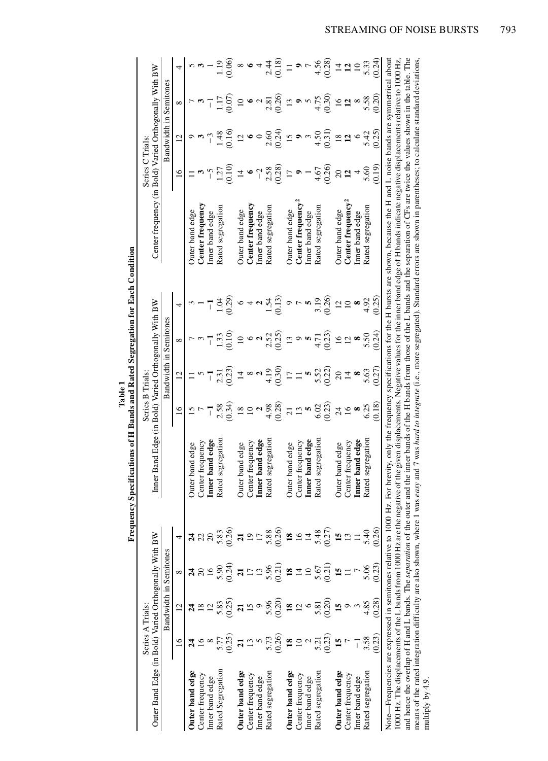**Table 1**
**Frequency Specifications of H Bands and Rated Segregation for Each Condition**

| Series A Trials: Outer Band Edge (in Bold) Varied Orthogonally With BW | | | | | Series B Trials: Inner Band Edge (in Bold) Varied Orthogonally With BW | | | | | Series C Trials: Center frequency (in Bold) Varied Orthogonally With BW | | | | |
|---|---|---|---|---|---|---|---|---|---|---|---|---|---|---|
| | Bandwidth in Semitones | | | | | Bandwidth in Semitones | | | | | Bandwidth in Semitones | | | |
| | 16 | 12 | 8 | 4 | | 16 | 12 | 8 | 4 | | 16 | 12 | 8 | 4 |
| **Outer band edge** | **24** | **24** | **24** | **24** | Outer band edge | 15 | 11 | 7 | 3 | Outer band edge | 11 | 9 | 7 | 5 |
| Center frequency | 16 | 18 | 20 | 22 | Center frequency | 7 | 5 | 3 | 1 | **Center frequency** | **3** | **3** | **3** | **3** |
| Inner band edge | 8 | 12 | 16 | 20 | **Inner band edge** | **−1** | **−1** | **−1** | **−1** | Inner band edge | −5 | −3 | −1 | 1 |
| Rated Segregation | 5.77 | 5.83 | 5.90 | 5.83 | Rated segregation | 2.58 | 2.31 | 1.33 | 1.04 | Rated segregation | 1.27 | 1.48 | 1.17 | 1.19 |
| | (0.25) | (0.25) | (0.24) | (0.26) | | (0.34) | (0.23) | (0.10) | (0.29) | | (0.10) | (0.16) | (0.07) | (0.06) |
| **Outer band edge** | **21** | **21** | **21** | **21** | Outer band edge | 18 | 14 | 10 | 6 | Outer band edge | 14 | 12 | 10 | 8 |
| Center frequency | 13 | 15 | 17 | 19 | Center frequency | 10 | 8 | 6 | 4 | **Center frequency** | **6** | **6** | **6** | **6** |
| Inner band edge | 5 | 9 | 13 | 17 | **Inner band edge** | **2** | **2** | **2** | **2** | Inner band edge | −2 | 0 | 2 | 4 |
| Rated segregation | 5.73 | 5.96 | 5.96 | 5.88 | Rated segregation | 4.98 | 4.19 | 2.52 | 1.54 | Rated segregation | 2.58 | 2.60 | 2.81 | 2.44 |
| | (0.26) | (0.20) | (0.21) | (0.26) | | (0.28) | (0.30) | (0.25) | (0.13) | | (0.28) | (0.24) | (0.26) | (0.18) |
| **Outer band edge** | **18** | **18** | **18** | **18** | Outer band edge | 21 | 17 | 13 | 9 | Outer band edge | 17 | 15 | 13 | 11 |
| Center frequency | 10 | 12 | 14 | 16 | Center frequency | 13 | 11 | 9 | 7 | **Center frequency[2]** | **9** | **9** | **9** | **9** |
| Inner band edge | 2 | 6 | 10 | 14 | **Inner band edge** | **5** | **5** | **5** | **5** | Inner band edge | 1 | 3 | 5 | 7 |
| Rated segregation | 5.21 | 5.81 | 5.67 | 5.48 | Rated segregation | 6.02 | 5.52 | 4.71 | 3.19 | Rated segregation | 4.67 | 4.50 | 4.75 | 4.56 |
| | (0.23) | (0.20) | (0.21) | (0.27) | | (0.23) | (0.22) | (0.23) | (0.26) | | (0.26) | (0.31) | (0.30) | (0.28) |
| **Outer band edge** | **15** | **15** | **15** | **15** | Outer band edge | 24 | 20 | 16 | 12 | Outer band edge | 20 | 18 | 16 | 14 |
| Center frequency | 7 | 9 | 11 | 13 | Center frequency | 16 | 14 | 12 | 10 | **Center frequency[2]** | **12** | **12** | **12** | **12** |
| Inner band edge | −1 | 3 | 7 | 11 | **Inner band edge** | **8** | **8** | **8** | **8** | Inner band edge | 4 | 6 | 8 | 10 |
| Rated segregation | 3.58 | 4.85 | 5.06 | 5.40 | Rated segregation | 6.25 | 5.63 | 5.50 | 4.92 | Rated segregation | 5.60 | 5.42 | 5.58 | 5.33 |
| | (0.23) | (0.28) | (0.23) | (0.26) | | (0.18) | (0.27) | (0.24) | (0.25) | | (0.19) | (0.25) | (0.20) | (0.24) |

Note—Frequencies are expressed in semitones relative to 1000 Hz. For brevity, only the frequency specifications for the H bursts are shown, because the H and L noise bands are symmetrical about 1000 Hz. The displacements of the L bands from 1000 Hz are the negative of the given displacements. Negative values for the inner band edge of H bands indicate negative displacements relative to 1000 Hz, and hence the overlap of H and L bands. The *separation* of the outer and the inner bands of the H bands from those of the L bands and the separation of CFs are twice the values shown in the table. The means of the rated integration difficulty are also shown, where 1 was *easy* and 7 was *hard to integrate* (i.e., more segregated). Standard errors are shown in parentheses; to calculate standard deviations, multiply by 4.9.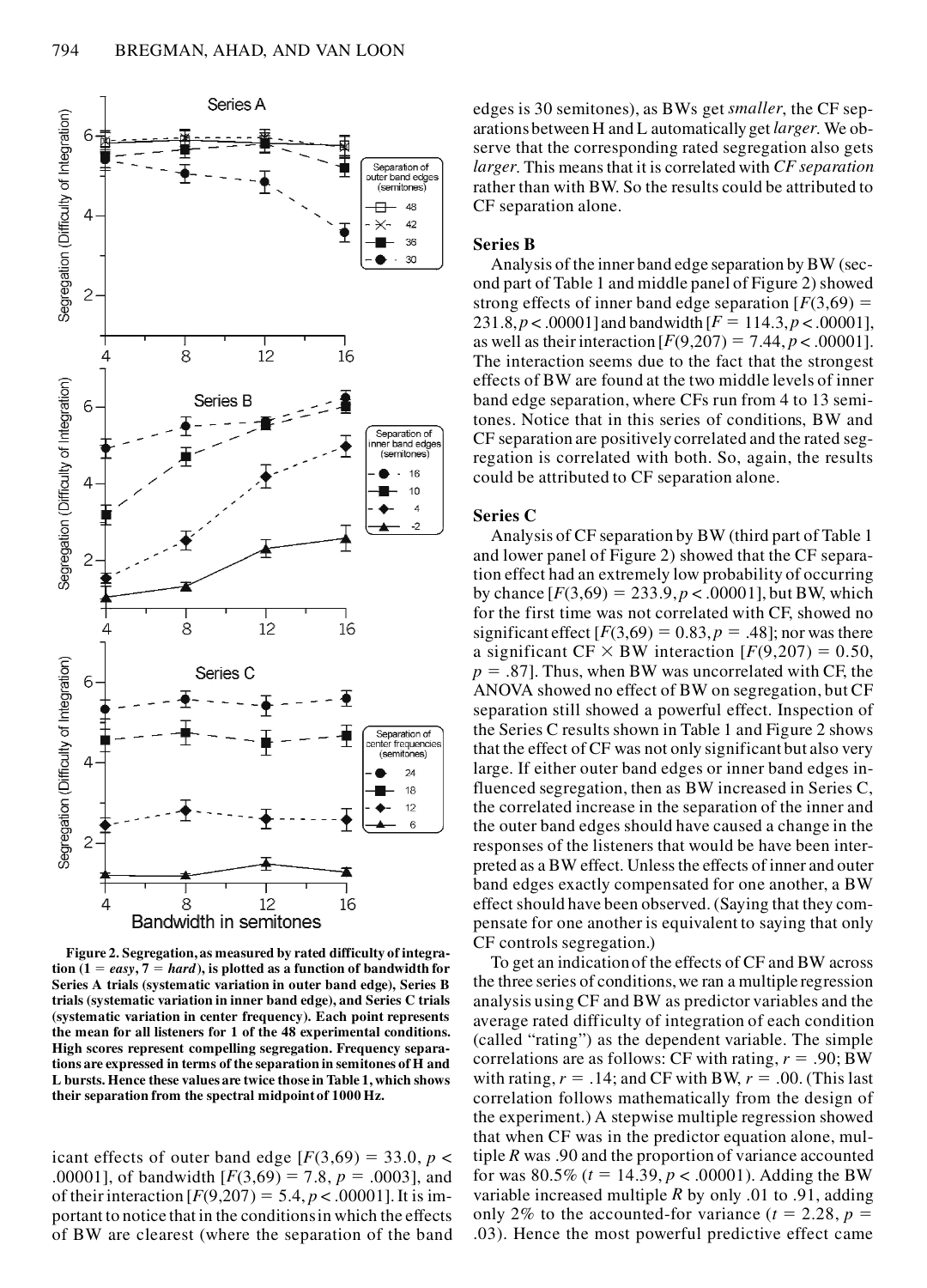Figure 2. Segregation, as measured by rated difficulty of integration (1 = *easy*, 7 = *hard*), is plotted as a function of bandwidth for Series A trials (systematic variation in outer band edge), Series B trials (systematic variation in inner band edge), and Series C trials (systematic variation in center frequency). Each point represents the mean for all listeners for 1 of the 48 experimental conditions. High scores represent compelling segregation. Frequency separations are expressed in terms of the separation in semitones of H and L bursts. Hence these values are twice those in Table 1, which shows their separation from the spectral midpoint of 1000 Hz.

icant effects of outer band edge [$F(3,69) = 33.0$, $p < .00001$], of bandwidth [$F(3,69) = 7.8$, $p = .0003$], and of their interaction [$F(9,207) = 5.4$, $p < .00001$]. It is important to notice that in the conditions in which the effects of BW are clearest (where the separation of the band edges is 30 semitones), as BWs get *smaller*, the CF separations between H and L automatically get *larger*. We observe that the corresponding rated segregation also gets *larger*. This means that it is correlated with *CF separation* rather than with BW. So the results could be attributed to CF separation alone.

### Series B

Analysis of the inner band edge separation by BW (second part of Table 1 and middle panel of Figure 2) showed strong effects of inner band edge separation [$F(3,69) = 231.8$, $p < .00001$] and bandwidth [$F = 114.3$, $p < .00001$], as well as their interaction [$F(9,207) = 7.44$, $p < .00001$]. The interaction seems due to the fact that the strongest effects of BW are found at the two middle levels of inner band edge separation, where CFs run from 4 to 13 semitones. Notice that in this series of conditions, BW and CF separation are positively correlated and the rated segregation is correlated with both. So, again, the results could be attributed to CF separation alone.

### Series C

Analysis of CF separation by BW (third part of Table 1 and lower panel of Figure 2) showed that the CF separation effect had an extremely low probability of occurring by chance [$F(3,69) = 233.9$, $p < .00001$], but BW, which for the first time was not correlated with CF, showed no significant effect [$F(3,69) = 0.83$, $p = .48$]; nor was there a significant CF × BW interaction [$F(9,207) = 0.50$, $p = .87$]. Thus, when BW was uncorrelated with CF, the ANOVA showed no effect of BW on segregation, but CF separation still showed a powerful effect. Inspection of the Series C results shown in Table 1 and Figure 2 shows that the effect of CF was not only significant but also very large. If either outer band edges or inner band edges influenced segregation, then as BW increased in Series C, the correlated increase in the separation of the inner and the outer band edges should have caused a change in the responses of the listeners that would be have been interpreted as a BW effect. Unless the effects of inner and outer band edges exactly compensated for one another, a BW effect should have been observed. (Saying that they compensate for one another is equivalent to saying that only CF controls segregation.)

To get an indication of the effects of CF and BW across the three series of conditions, we ran a multiple regression analysis using CF and BW as predictor variables and the average rated difficulty of integration of each condition (called "rating") as the dependent variable. The simple correlations are as follows: CF with rating, $r = .90$; BW with rating, $r = .14$; and CF with BW, $r = .00$. (This last correlation follows mathematically from the design of the experiment.) A stepwise multiple regression showed that when CF was in the predictor equation alone, multiple $R$ was .90 and the proportion of variance accounted for was 80.5% ($t = 14.39$, $p < .00001$). Adding the BW variable increased multiple $R$ by only .01 to .91, adding only 2% to the accounted-for variance ($t = 2.28$, $p = .03$). Hence the most powerful predictive effect came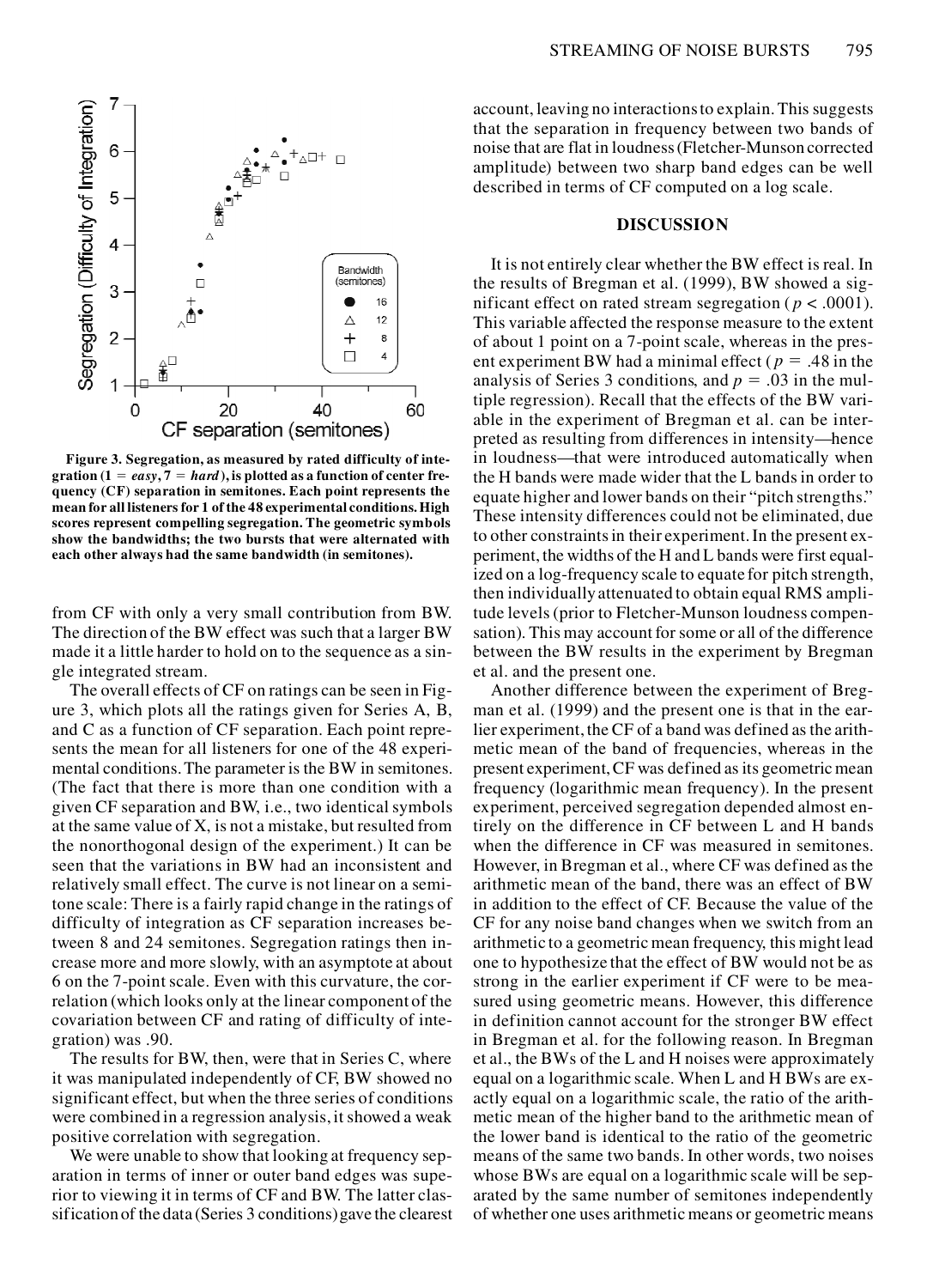Segregation (Difficulty of Integration)

7
6
5
4
3
2
1

0
20
40
60

CF separation (semitones)

Bandwidth (semitones)
● 16
△ 12
+ 8
□ 4

**Figure 3. Segregation, as measured by rated difficulty of integration (1 = *easy*, 7 = *hard*), is plotted as a function of center frequency (CF) separation in semitones. Each point represents the mean for all listeners for 1 of the 48 experimental conditions. High scores represent compelling segregation. The geometric symbols show the bandwidths; the two bursts that were alternated with each other always had the same bandwidth (in semitones).**

from CF with only a very small contribution from BW. The direction of the BW effect was such that a larger BW made it a little harder to hold on to the sequence as a single integrated stream.

The overall effects of CF on ratings can be seen in Figure 3, which plots all the ratings given for Series A, B, and C as a function of CF separation. Each point represents the mean for all listeners for one of the 48 experimental conditions. The parameter is the BW in semitones. (The fact that there is more than one condition with a given CF separation and BW, i.e., two identical symbols at the same value of X, is not a mistake, but resulted from the nonorthogonal design of the experiment.) It can be seen that the variations in BW had an inconsistent and relatively small effect. The curve is not linear on a semitone scale: There is a fairly rapid change in the ratings of difficulty of integration as CF separation increases between 8 and 24 semitones. Segregation ratings then increase more and more slowly, with an asymptote at about 6 on the 7-point scale. Even with this curvature, the correlation (which looks only at the linear component of the covariation between CF and rating of difficulty of integration) was .90.

The results for BW, then, were that in Series C, where it was manipulated independently of CF, BW showed no significant effect, but when the three series of conditions were combined in a regression analysis, it showed a weak positive correlation with segregation.

We were unable to show that looking at frequency separation in terms of inner or outer band edges was superior to viewing it in terms of CF and BW. The latter classification of the data (Series 3 conditions) gave the clearest account, leaving no interactions to explain. This suggests that the separation in frequency between two bands of noise that are flat in loudness (Fletcher-Munson corrected amplitude) between two sharp band edges can be well described in terms of CF computed on a log scale.

## DISCUSSION

It is not entirely clear whether the BW effect is real. In the results of Bregman et al. (1999), BW showed a significant effect on rated stream segregation ($p < .0001$). This variable affected the response measure to the extent of about 1 point on a 7-point scale, whereas in the present experiment BW had a minimal effect ($p = .48$ in the analysis of Series 3 conditions, and $p = .03$ in the multiple regression). Recall that the effects of the BW variable in the experiment of Bregman et al. can be interpreted as resulting from differences in intensity—hence in loudness—that were introduced automatically when the H bands were made wider that the L bands in order to equate higher and lower bands on their "pitch strengths." These intensity differences could not be eliminated, due to other constraints in their experiment. In the present experiment, the widths of the H and L bands were first equalized on a log-frequency scale to equate for pitch strength, then individually attenuated to obtain equal RMS amplitude levels (prior to Fletcher-Munson loudness compensation). This may account for some or all of the difference between the BW results in the experiment by Bregman et al. and the present one.

Another difference between the experiment of Bregman et al. (1999) and the present one is that in the earlier experiment, the CF of a band was defined as the arithmetic mean of the band of frequencies, whereas in the present experiment, CF was defined as its geometric mean frequency (logarithmic mean frequency). In the present experiment, perceived segregation depended almost entirely on the difference in CF between L and H bands when the difference in CF was measured in semitones. However, in Bregman et al., where CF was defined as the arithmetic mean of the band, there was an effect of BW in addition to the effect of CF. Because the value of the CF for any noise band changes when we switch from an arithmetic to a geometric mean frequency, this might lead one to hypothesize that the effect of BW would not be as strong in the earlier experiment if CF were to be measured using geometric means. However, this difference in definition cannot account for the stronger BW effect in Bregman et al. for the following reason. In Bregman et al., the BWs of the L and H noises were approximately equal on a logarithmic scale. When L and H BWs are exactly equal on a logarithmic scale, the ratio of the arithmetic mean of the higher band to the arithmetic mean of the lower band is identical to the ratio of the geometric means of the same two bands. In other words, two noises whose BWs are equal on a logarithmic scale will be separated by the same number of semitones independently of whether one uses arithmetic means or geometric means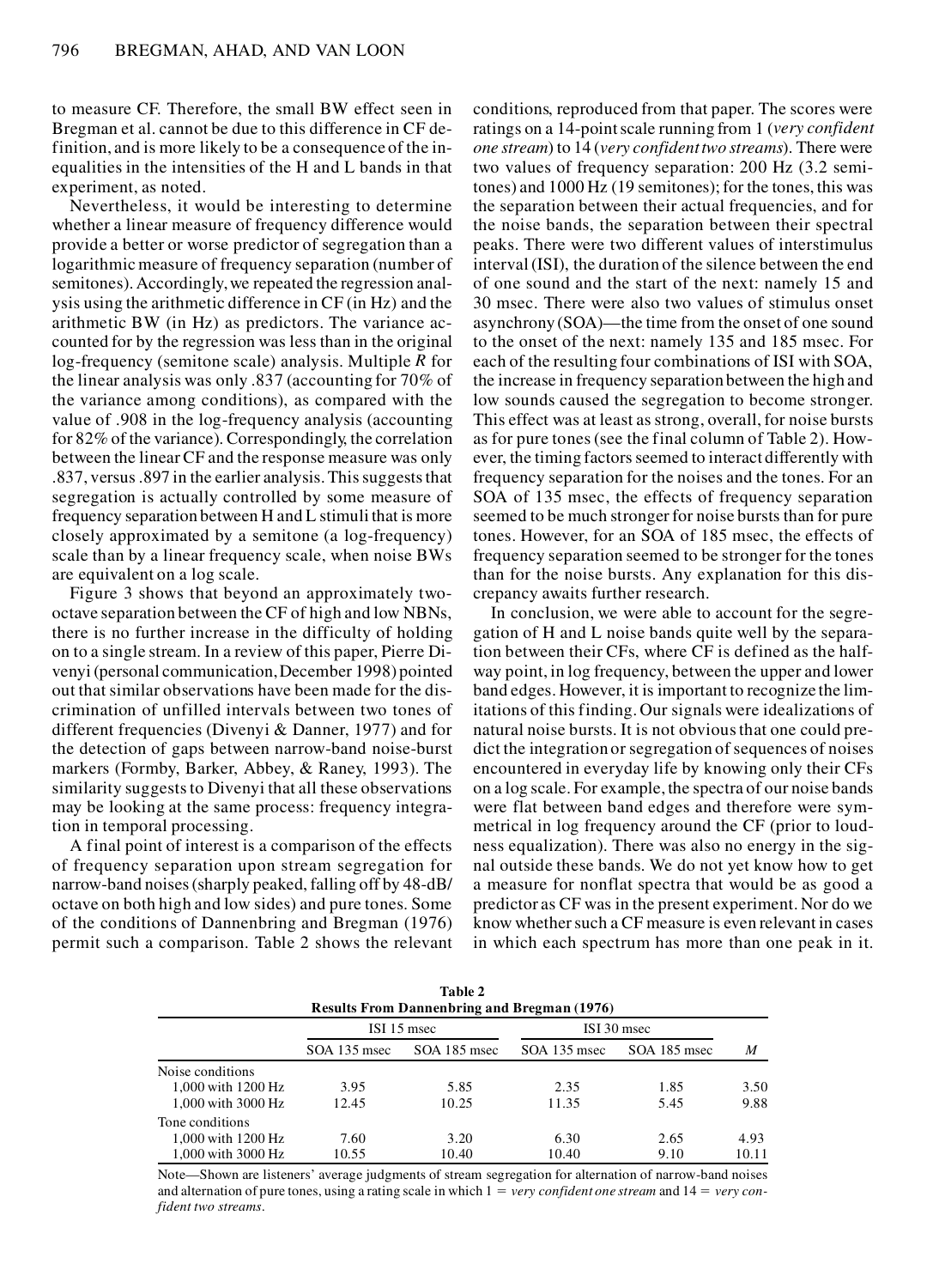to measure CF. Therefore, the small BW effect seen in Bregman et al. cannot be due to this difference in CF definition, and is more likely to be a consequence of the inequalities in the intensities of the H and L bands in that experiment, as noted.

Nevertheless, it would be interesting to determine whether a linear measure of frequency difference would provide a better or worse predictor of segregation than a logarithmic measure of frequency separation (number of semitones). Accordingly, we repeated the regression analysis using the arithmetic difference in CF (in Hz) and the arithmetic BW (in Hz) as predictors. The variance accounted for by the regression was less than in the original log-frequency (semitone scale) analysis. Multiple $R$ for the linear analysis was only .837 (accounting for 70% of the variance among conditions), as compared with the value of .908 in the log-frequency analysis (accounting for 82% of the variance). Correspondingly, the correlation between the linear CF and the response measure was only .837, versus .897 in the earlier analysis. This suggests that segregation is actually controlled by some measure of frequency separation between H and L stimuli that is more closely approximated by a semitone (a log-frequency) scale than by a linear frequency scale, when noise BWs are equivalent on a log scale.

Figure 3 shows that beyond an approximately two-octave separation between the CF of high and low NBNs, there is no further increase in the difficulty of holding on to a single stream. In a review of this paper, Pierre Divenyi (personal communication, December 1998) pointed out that similar observations have been made for the discrimination of unfilled intervals between two tones of different frequencies (Divenyi & Danner, 1977) and for the detection of gaps between narrow-band noise-burst markers (Formby, Barker, Abbey, & Raney, 1993). The similarity suggests to Divenyi that all these observations may be looking at the same process: frequency integration in temporal processing.

A final point of interest is a comparison of the effects of frequency separation upon stream segregation for narrow-band noises (sharply peaked, falling off by 48-dB/octave on both high and low sides) and pure tones. Some of the conditions of Dannenbring and Bregman (1976) permit such a comparison. Table 2 shows the relevant conditions, reproduced from that paper. The scores were ratings on a 14-point scale running from 1 (*very confident one stream*) to 14 (*very confident two streams*). There were two values of frequency separation: 200 Hz (3.2 semitones) and 1000 Hz (19 semitones); for the tones, this was the separation between their actual frequencies, and for the noise bands, the separation between their spectral peaks. There were two different values of interstimulus interval (ISI), the duration of the silence between the end of one sound and the start of the next: namely 15 and 30 msec. There were also two values of stimulus onset asynchrony (SOA)—the time from the onset of one sound to the onset of the next: namely 135 and 185 msec. For each of the resulting four combinations of ISI with SOA, the increase in frequency separation between the high and low sounds caused the segregation to become stronger. This effect was at least as strong, overall, for noise bursts as for pure tones (see the final column of Table 2). However, the timing factors seemed to interact differently with frequency separation for the noises and the tones. For an SOA of 135 msec, the effects of frequency separation seemed to be much stronger for noise bursts than for pure tones. However, for an SOA of 185 msec, the effects of frequency separation seemed to be stronger for the tones than for the noise bursts. Any explanation for this discrepancy awaits further research.

In conclusion, we were able to account for the segregation of H and L noise bands quite well by the separation between their CFs, where CF is defined as the halfway point, in log frequency, between the upper and lower band edges. However, it is important to recognize the limitations of this finding. Our signals were idealizations of natural noise bursts. It is not obvious that one could predict the integration or segregation of sequences of noises encountered in everyday life by knowing only their CFs on a log scale. For example, the spectra of our noise bands were flat between band edges and therefore were symmetrical in log frequency around the CF (prior to loudness equalization). There was also no energy in the signal outside these bands. We do not yet know how to get a measure for nonflat spectra that would be as good a predictor as CF was in the present experiment. Nor do we know whether such a CF measure is even relevant in cases in which each spectrum has more than one peak in it.

**Table 2**
**Results From Dannenbring and Bregman (1976)**

| | ISI 15 msec | | ISI 30 msec | | |
|---|---|---|---|---|---|
| | SOA 135 msec | SOA 185 msec | SOA 135 msec | SOA 185 msec | *M* |
| Noise conditions | | | | | |
| 1,000 with 1200 Hz | 3.95 | 5.85 | 2.35 | 1.85 | 3.50 |
| 1,000 with 3000 Hz | 12.45 | 10.25 | 11.35 | 5.45 | 9.88 |
| Tone conditions | | | | | |
| 1,000 with 1200 Hz | 7.60 | 3.20 | 6.30 | 2.65 | 4.93 |
| 1,000 with 3000 Hz | 10.55 | 10.40 | 10.40 | 9.10 | 10.11 |

Note—Shown are listeners' average judgments of stream segregation for alternation of narrow-band noises and alternation of pure tones, using a rating scale in which 1 = *very confident one stream* and 14 = *very confident two streams*.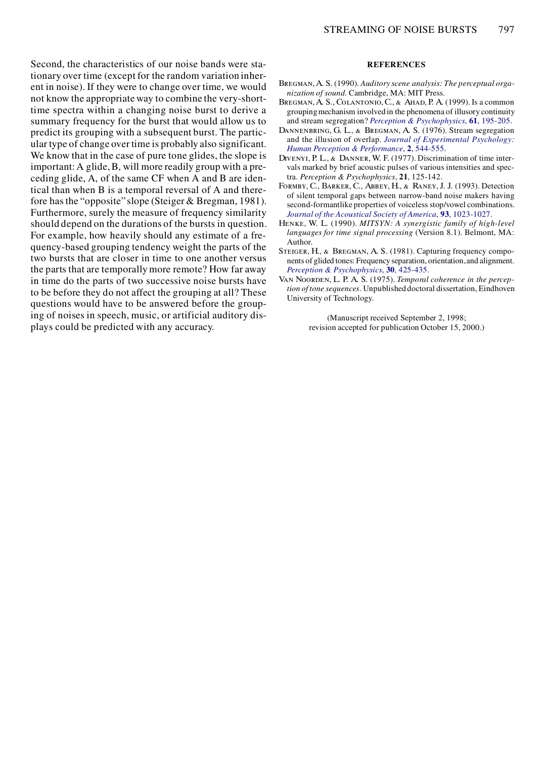Second, the characteristics of our noise bands were stationary over time (except for the random variation inherent in noise). If they were to change over time, we would not know the appropriate way to combine the very-short-time spectra within a changing noise burst to derive a summary frequency for the burst that would allow us to predict its grouping with a subsequent burst. The particular type of change over time is probably also significant. We know that in the case of pure tone glides, the slope is important: A glide, B, will more readily group with a preceding glide, A, of the same CF when A and B are identical than when B is a temporal reversal of A and therefore has the "opposite" slope (Steiger & Bregman, 1981). Furthermore, surely the measure of frequency similarity should depend on the durations of the bursts in question. For example, how heavily should any estimate of a frequency-based grouping tendency weight the parts of the two bursts that are closer in time to one another versus the parts that are temporally more remote? How far away in time do the parts of two successive noise bursts have to be before they do not affect the grouping at all? These questions would have to be answered before the grouping of noises in speech, music, or artificial auditory displays could be predicted with any accuracy.

## REFERENCES

Bregman, A. S. (1990). *Auditory scene analysis: The perceptual organization of sound.* Cambridge, MA: MIT Press.

Bregman, A. S., Colantonio, C., & Ahad, P. A. (1999). Is a common grouping mechanism involved in the phenomena of illusory continuity and stream segregation? *Perception & Psychophysics*, **61**, 195-205.

Dannenbring, G. L., & Bregman, A. S. (1976). Stream segregation and the illusion of overlap. *Journal of Experimental Psychology: Human Perception & Performance*, **2**, 544-555.

Divenyi, P. L., & Danner, W. F. (1977). Discrimination of time intervals marked by brief acoustic pulses of various intensities and spectra. *Perception & Psychophysics*, **21**, 125-142.

Formby, C., Barker, C., Abbey, H., & Raney, J. J. (1993). Detection of silent temporal gaps between narrow-band noise makers having second-formantlike properties of voiceless stop/vowel combinations. *Journal of the Acoustical Society of America*, **93**, 1023-1027.

Henke, W. L. (1990). *MITSYN: A synergistic family of high-level languages for time signal processing* (Version 8.1). Belmont, MA: Author.

Steiger, H., & Bregman, A. S. (1981). Capturing frequency components of glided tones: Frequency separation, orientation, and alignment. *Perception & Psychophysics*, **30**, 425-435.

Van Noorden, L. P. A. S. (1975). *Temporal coherence in the perception of tone sequences*. Unpublished doctoral dissertation, Eindhoven University of Technology.

(Manuscript received September 2, 1998;
revision accepted for publication October 15, 2000.)